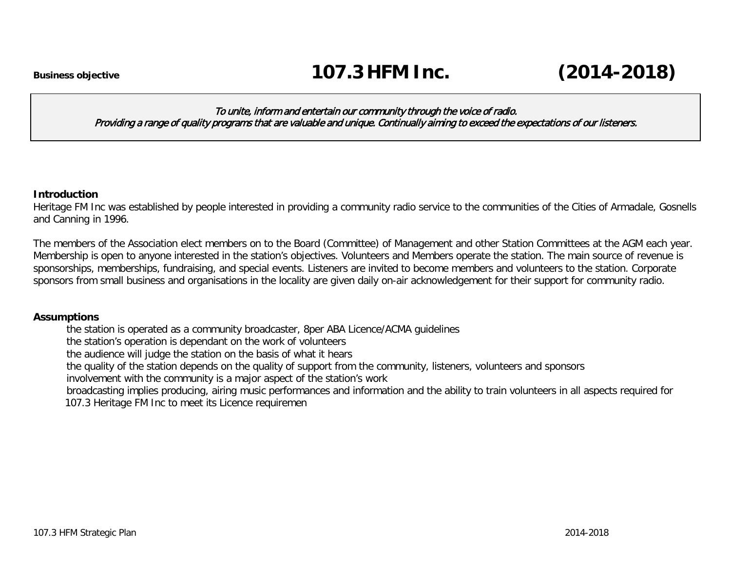**Business objective**

# 107.3 HFM Inc. (2014-2018)

*To unite, inform and entertain our community through the voice of radio.*
*Providing a range of quality programs that are valuable and unique. Continually aiming to exceed the expectations of our listeners.*

**Introduction**

Heritage FM Inc was established by people interested in providing a community radio service to the communities of the Cities of Armadale, Gosnells and Canning in 1996.

The members of the Association elect members on to the Board (Committee) of Management and other Station Committees at the AGM each year. Membership is open to anyone interested in the station's objectives. Volunteers and Members operate the station. The main source of revenue is sponsorships, memberships, fundraising, and special events. Listeners are invited to become members and volunteers to the station. Corporate sponsors from small business and organisations in the locality are given daily on-air acknowledgement for their support for community radio.

**Assumptions**

- the station is operated as a community broadcaster, 8per ABA Licence/ACMA guidelines
- the station's operation is dependant on the work of volunteers
- the audience will judge the station on the basis of what it hears
- the quality of the station depends on the quality of support from the community, listeners, volunteers and sponsors
- involvement with the community is a major aspect of the station's work
- broadcasting implies producing, airing music performances and information and the ability to train volunteers in all aspects required for 107.3 Heritage FM Inc to meet its Licence requiremen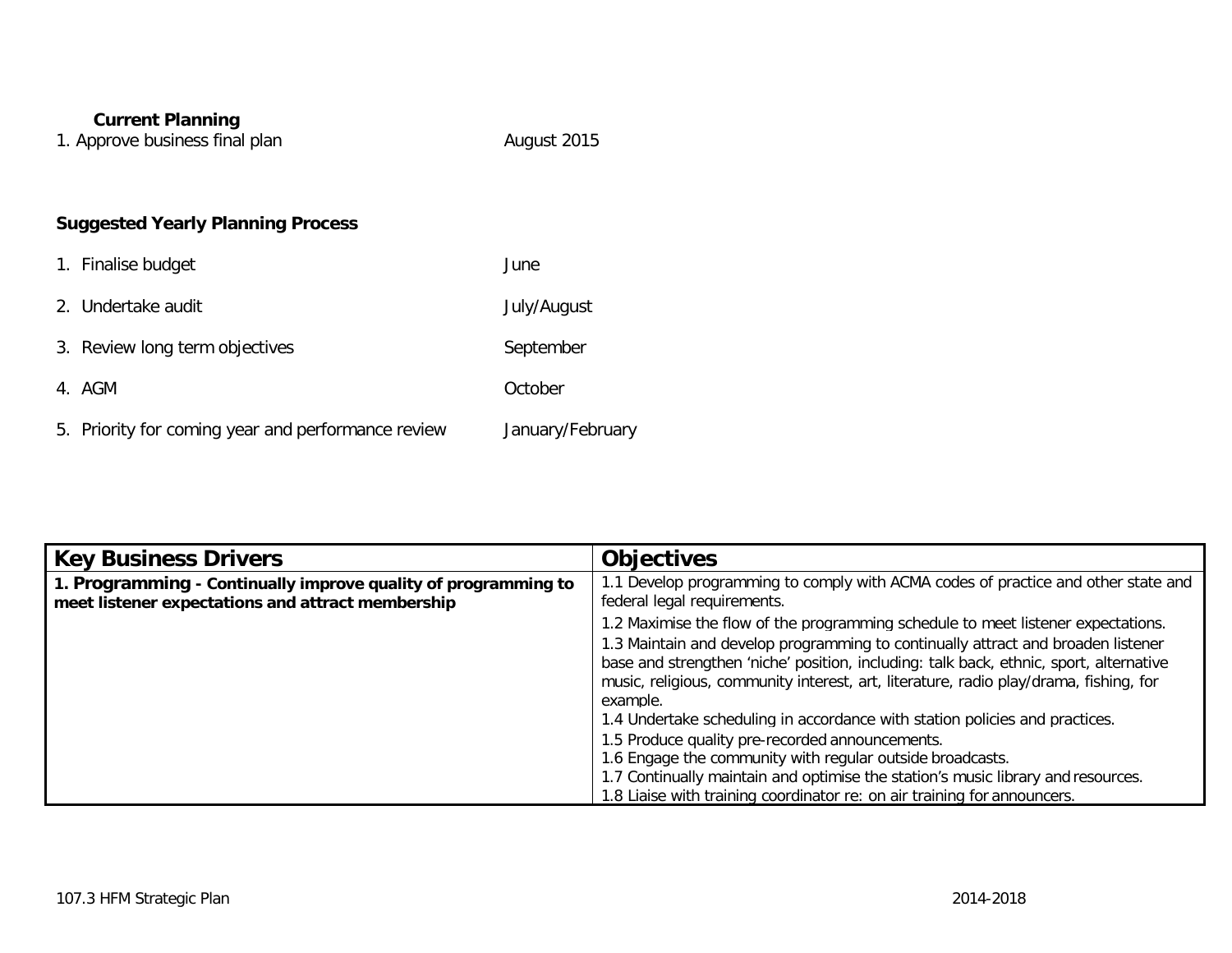**Current Planning**

1. Approve business final plan — August 2015

**Suggested Yearly Planning Process**

1. Finalise budget — June
2. Undertake audit — July/August
3. Review long term objectives — September
4. AGM — October
5. Priority for coming year and performance review — January/February

| Key Business Drivers | Objectives |
|---|---|
| **1. Programming - Continually improve quality of programming to meet listener expectations and attract membership** | 1.1 Develop programming to comply with ACMA codes of practice and other state and federal legal requirements.<br>1.2 Maximise the flow of the programming schedule to meet listener expectations.<br>1.3 Maintain and develop programming to continually attract and broaden listener base and strengthen 'niche' position, including: talk back, ethnic, sport, alternative music, religious, community interest, art, literature, radio play/drama, fishing, for example.<br>1.4 Undertake scheduling in accordance with station policies and practices.<br>1.5 Produce quality pre-recorded announcements.<br>1.6 Engage the community with regular outside broadcasts.<br>1.7 Continually maintain and optimise the station's music library and resources.<br>1.8 Liaise with training coordinator re: on air training for announcers. |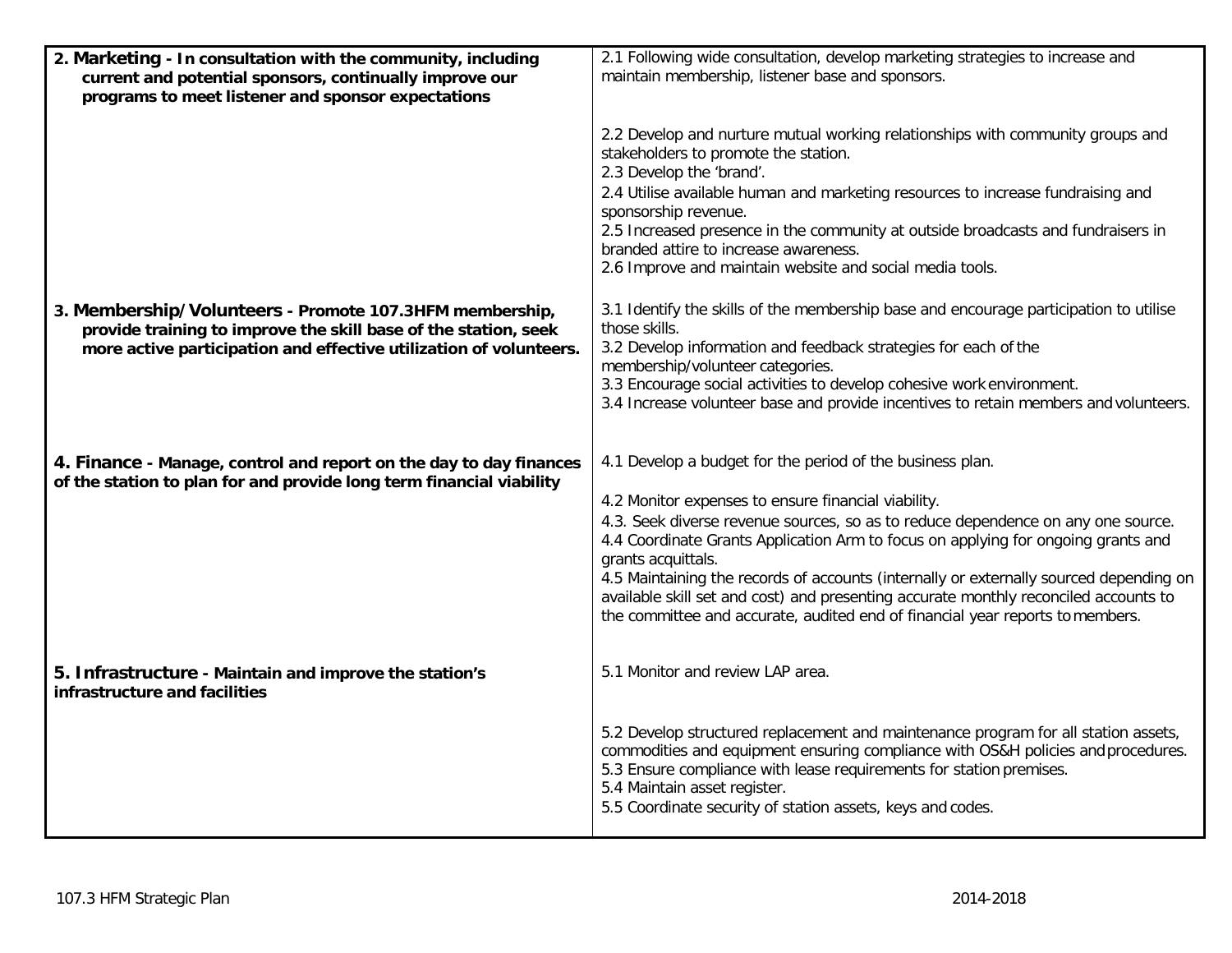| | |
|---|---|
| **2. Marketing - In consultation with the community, including current and potential sponsors, continually improve our programs to meet listener and sponsor expectations** | 2.1 Following wide consultation, develop marketing strategies to increase and maintain membership, listener base and sponsors.<br><br>2.2 Develop and nurture mutual working relationships with community groups and stakeholders to promote the station.<br>2.3 Develop the 'brand'.<br>2.4 Utilise available human and marketing resources to increase fundraising and sponsorship revenue.<br>2.5 Increased presence in the community at outside broadcasts and fundraisers in branded attire to increase awareness.<br>2.6 Improve and maintain website and social media tools. |
| **3. Membership/Volunteers - Promote 107.3HFM membership, provide training to improve the skill base of the station, seek more active participation and effective utilization of volunteers.** | 3.1 Identify the skills of the membership base and encourage participation to utilise those skills.<br>3.2 Develop information and feedback strategies for each of the membership/volunteer categories.<br>3.3 Encourage social activities to develop cohesive work environment.<br>3.4 Increase volunteer base and provide incentives to retain members and volunteers. |
| **4. Finance - Manage, control and report on the day to day finances of the station to plan for and provide long term financial viability** | 4.1 Develop a budget for the period of the business plan.<br><br>4.2 Monitor expenses to ensure financial viability.<br>4.3. Seek diverse revenue sources, so as to reduce dependence on any one source.<br>4.4 Coordinate Grants Application Arm to focus on applying for ongoing grants and grants acquittals.<br>4.5 Maintaining the records of accounts (internally or externally sourced depending on available skill set and cost) and presenting accurate monthly reconciled accounts to the committee and accurate, audited end of financial year reports to members. |
| **5. Infrastructure - Maintain and improve the station's infrastructure and facilities** | 5.1 Monitor and review LAP area.<br><br>5.2 Develop structured replacement and maintenance program for all station assets, commodities and equipment ensuring compliance with OS&H policies and procedures.<br>5.3 Ensure compliance with lease requirements for station premises.<br>5.4 Maintain asset register.<br>5.5 Coordinate security of station assets, keys and codes. |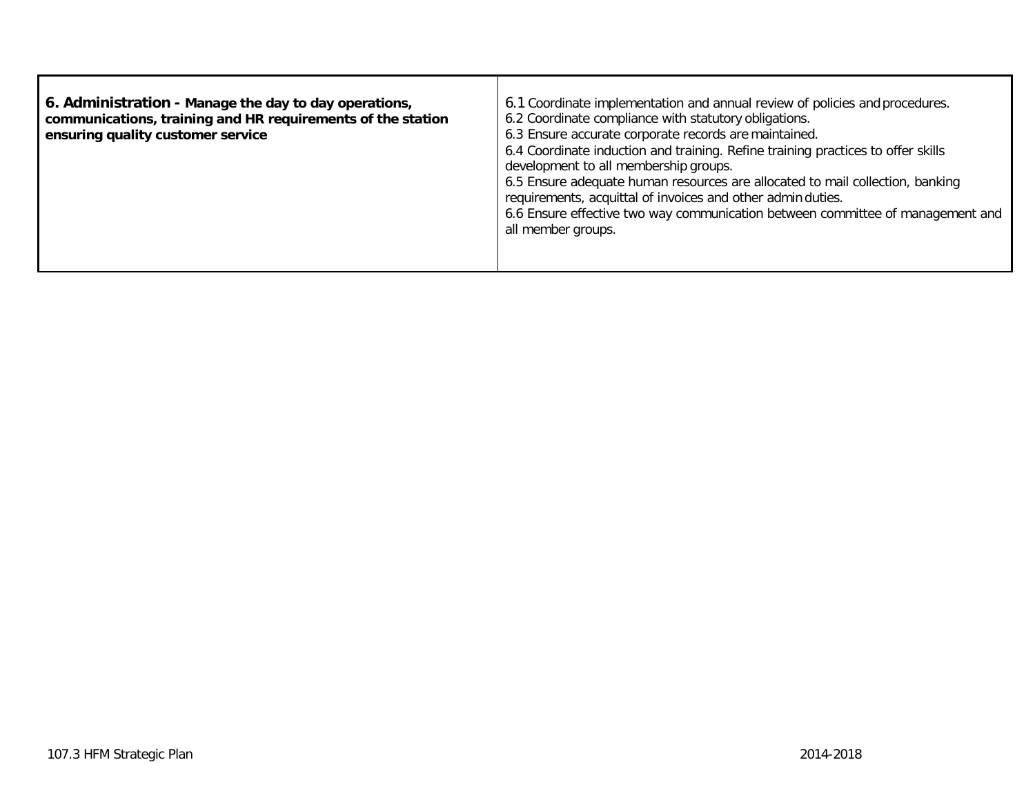| | |
|---|---|
| **6. Administration - Manage the day to day operations, communications, training and HR requirements of the station ensuring quality customer service** | 6.1 Coordinate implementation and annual review of policies and procedures.<br>6.2 Coordinate compliance with statutory obligations.<br>6.3 Ensure accurate corporate records are maintained.<br>6.4 Coordinate induction and training. Refine training practices to offer skills development to all membership groups.<br>6.5 Ensure adequate human resources are allocated to mail collection, banking requirements, acquittal of invoices and other admin duties.<br>6.6 Ensure effective two way communication between committee of management and all member groups. |